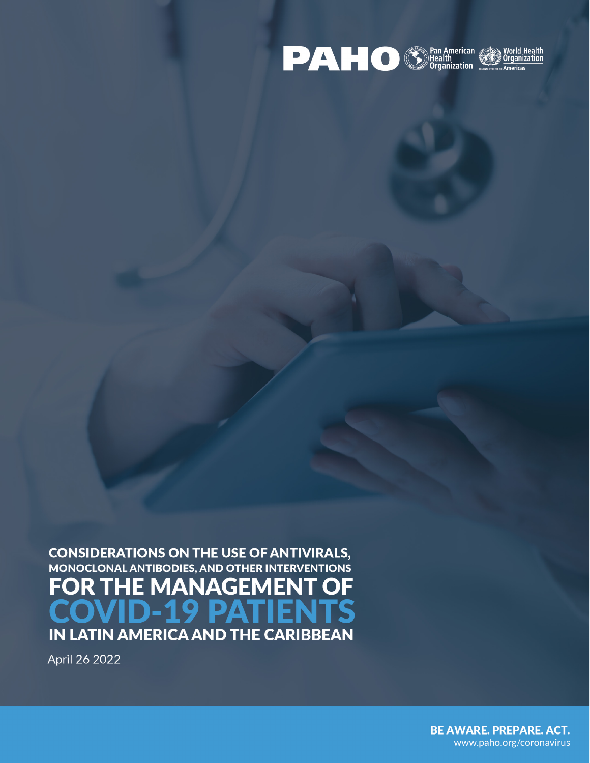PAHO Pan American Health Organization | World Health Organization — Americas

# CONSIDERATIONS ON THE USE OF ANTIVIRALS, MONOCLONAL ANTIBODIES, AND OTHER INTERVENTIONS FOR THE MANAGEMENT OF COVID-19 PATIENTS IN LATIN AMERICA AND THE CARIBBEAN

April 26 2022

BE AWARE. PREPARE. ACT.
www.paho.org/coronavirus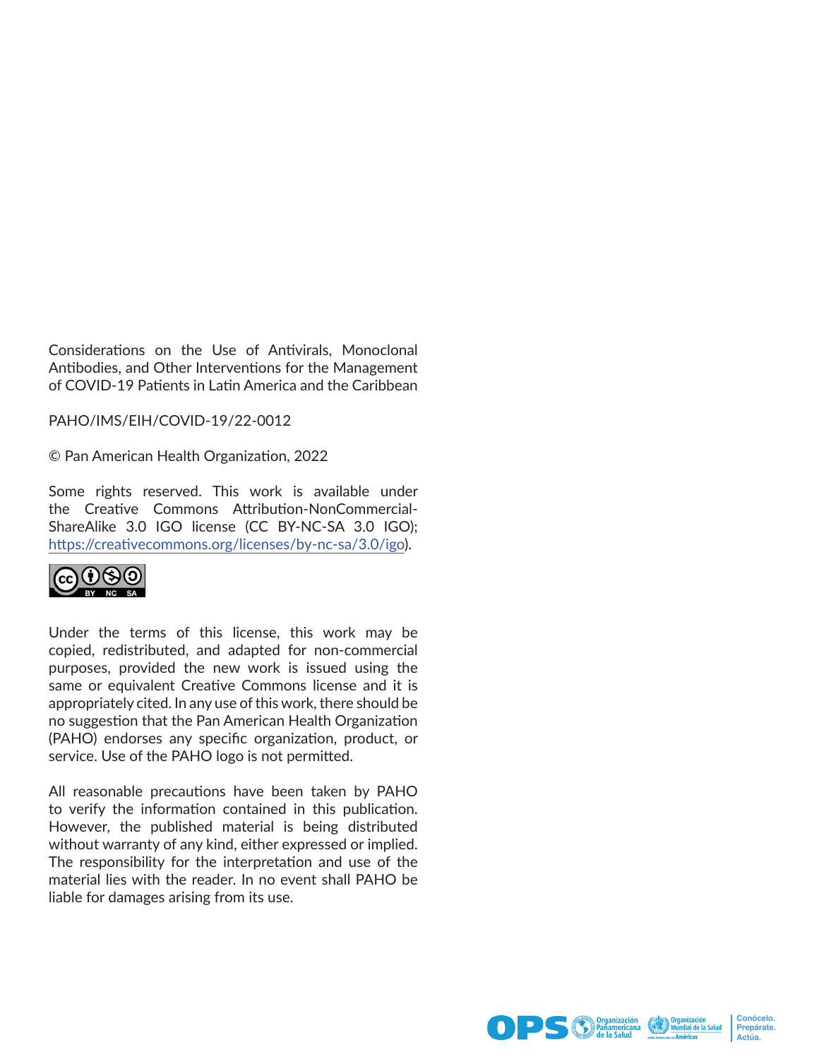Considerations on the Use of Antivirals, Monoclonal Antibodies, and Other Interventions for the Management of COVID-19 Patients in Latin America and the Caribbean

PAHO/IMS/EIH/COVID-19/22-0012

© Pan American Health Organization, 2022

Some rights reserved. This work is available under the Creative Commons Attribution-NonCommercial-ShareAlike 3.0 IGO license (CC BY-NC-SA 3.0 IGO); https://creativecommons.org/licenses/by-nc-sa/3.0/igo).

Under the terms of this license, this work may be copied, redistributed, and adapted for non-commercial purposes, provided the new work is issued using the same or equivalent Creative Commons license and it is appropriately cited. In any use of this work, there should be no suggestion that the Pan American Health Organization (PAHO) endorses any specific organization, product, or service. Use of the PAHO logo is not permitted.

All reasonable precautions have been taken by PAHO to verify the information contained in this publication. However, the published material is being distributed without warranty of any kind, either expressed or implied. The responsibility for the interpretation and use of the material lies with the reader. In no event shall PAHO be liable for damages arising from its use.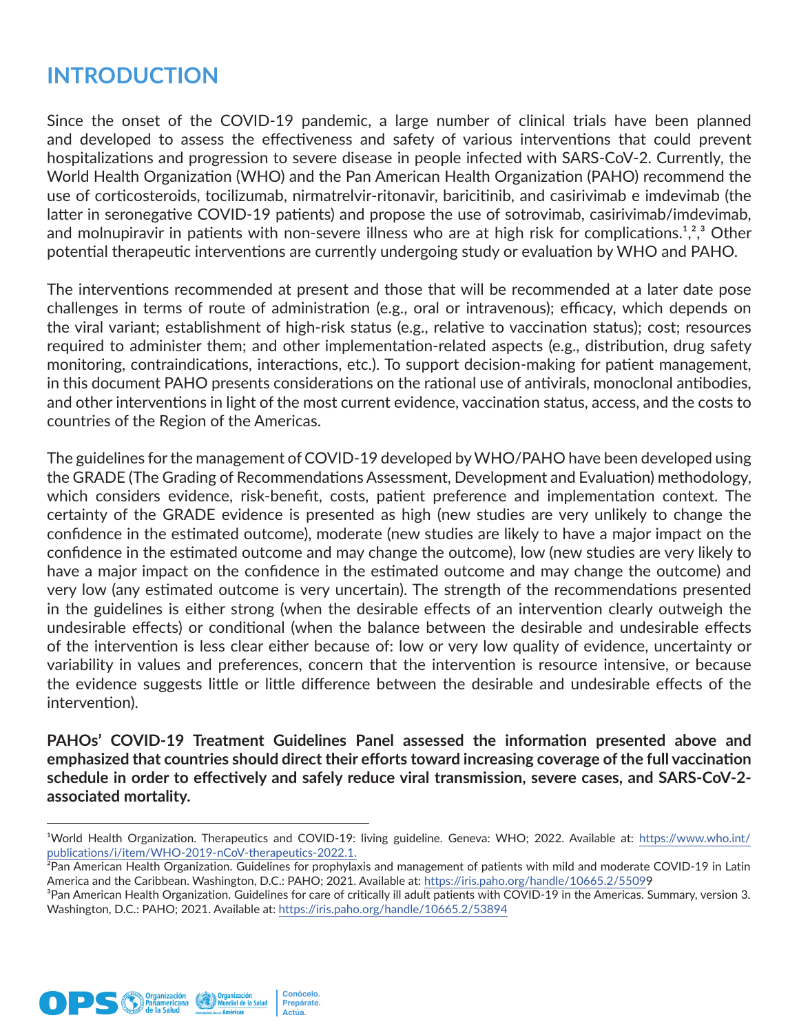# INTRODUCTION

Since the onset of the COVID-19 pandemic, a large number of clinical trials have been planned and developed to assess the effectiveness and safety of various interventions that could prevent hospitalizations and progression to severe disease in people infected with SARS-CoV-2. Currently, the World Health Organization (WHO) and the Pan American Health Organization (PAHO) recommend the use of corticosteroids, tocilizumab, nirmatrelvir-ritonavir, baricitinib, and casirivimab e imdevimab (the latter in seronegative COVID-19 patients) and propose the use of sotrovimab, casirivimab/imdevimab, and molnupiravir in patients with non-severe illness who are at high risk for complications.[1,2,3] Other potential therapeutic interventions are currently undergoing study or evaluation by WHO and PAHO.

The interventions recommended at present and those that will be recommended at a later date pose challenges in terms of route of administration (e.g., oral or intravenous); efficacy, which depends on the viral variant; establishment of high-risk status (e.g., relative to vaccination status); cost; resources required to administer them; and other implementation-related aspects (e.g., distribution, drug safety monitoring, contraindications, interactions, etc.). To support decision-making for patient management, in this document PAHO presents considerations on the rational use of antivirals, monoclonal antibodies, and other interventions in light of the most current evidence, vaccination status, access, and the costs to countries of the Region of the Americas.

The guidelines for the management of COVID-19 developed by WHO/PAHO have been developed using the GRADE (The Grading of Recommendations Assessment, Development and Evaluation) methodology, which considers evidence, risk-benefit, costs, patient preference and implementation context. The certainty of the GRADE evidence is presented as high (new studies are very unlikely to change the confidence in the estimated outcome), moderate (new studies are likely to have a major impact on the confidence in the estimated outcome and may change the outcome), low (new studies are very likely to have a major impact on the confidence in the estimated outcome and may change the outcome) and very low (any estimated outcome is very uncertain). The strength of the recommendations presented in the guidelines is either strong (when the desirable effects of an intervention clearly outweigh the undesirable effects) or conditional (when the balance between the desirable and undesirable effects of the intervention is less clear either because of: low or very low quality of evidence, uncertainty or variability in values and preferences, concern that the intervention is resource intensive, or because the evidence suggests little or little difference between the desirable and undesirable effects of the intervention).

**PAHOs' COVID-19 Treatment Guidelines Panel assessed the information presented above and emphasized that countries should direct their efforts toward increasing coverage of the full vaccination schedule in order to effectively and safely reduce viral transmission, severe cases, and SARS-CoV-2-associated mortality.**

---

[1] World Health Organization. Therapeutics and COVID-19: living guideline. Geneva: WHO; 2022. Available at: https://www.who.int/publications/i/item/WHO-2019-nCoV-therapeutics-2022.1.

[2] Pan American Health Organization. Guidelines for prophylaxis and management of patients with mild and moderate COVID-19 in Latin America and the Caribbean. Washington, D.C.: PAHO; 2021. Available at: https://iris.paho.org/handle/10665.2/55099

[3] Pan American Health Organization. Guidelines for care of critically ill adult patients with COVID-19 in the Americas. Summary, version 3. Washington, D.C.: PAHO; 2021. Available at: https://iris.paho.org/handle/10665.2/53894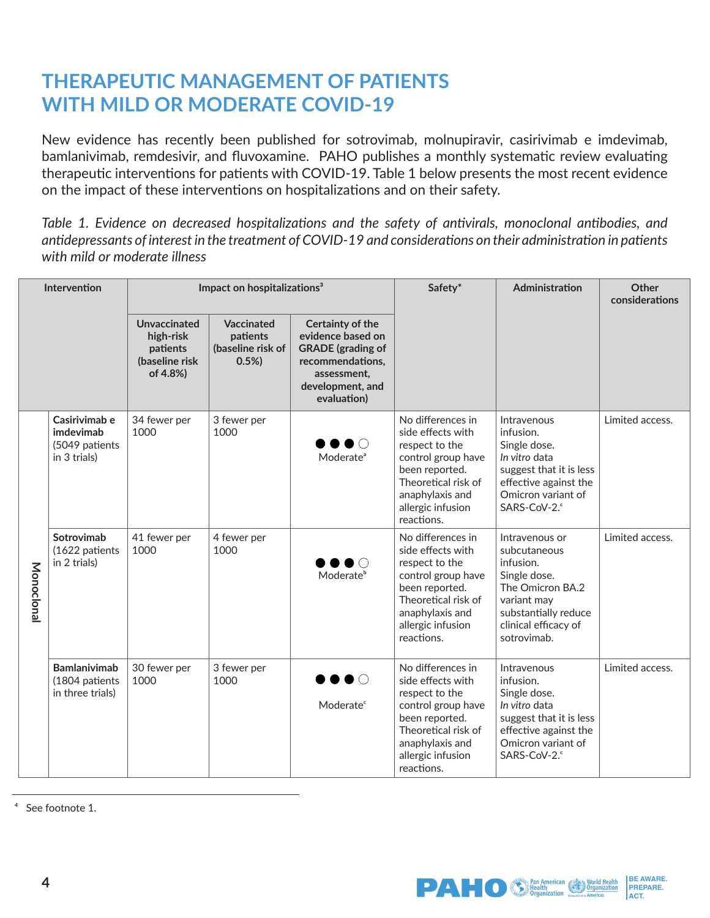# THERAPEUTIC MANAGEMENT OF PATIENTS WITH MILD OR MODERATE COVID-19

New evidence has recently been published for sotrovimab, molnupiravir, casirivimab e imdevimab, bamlanivimab, remdesivir, and fluvoxamine. PAHO publishes a monthly systematic review evaluating therapeutic interventions for patients with COVID-19. Table 1 below presents the most recent evidence on the impact of these interventions on hospitalizations and on their safety.

*Table 1. Evidence on decreased hospitalizations and the safety of antivirals, monoclonal antibodies, and antidepressants of interest in the treatment of COVID-19 and considerations on their administration in patients with mild or moderate illness*

| Intervention | | Impact on hospitalizations[4] | | | Safety* | Administration | Other considerations |
|---|---|---|---|---|---|---|---|
| | | Unvaccinated high-risk patients (baseline risk of 4.8%) | Vaccinated patients (baseline risk of 0.5%) | Certainty of the evidence based on GRADE (grading of recommendations, assessment, development, and evaluation) | | | |
| Monoclonal | **Casirivimab e imdevimab** (5049 patients in 3 trials) | 34 fewer per 1000 | 3 fewer per 1000 | ●●●○ Moderate[a] | No differences in side effects with respect to the control group have been reported. Theoretical risk of anaphylaxis and allergic infusion reactions. | Intravenous infusion. Single dose. *In vitro* data suggest that it is less effective against the Omicron variant of SARS-CoV-2.[c] | Limited access. |
| Monoclonal | **Sotrovimab** (1622 patients in 2 trials) | 41 fewer per 1000 | 4 fewer per 1000 | ●●●○ Moderate[b] | No differences in side effects with respect to the control group have been reported. Theoretical risk of anaphylaxis and allergic infusion reactions. | Intravenous or subcutaneous infusion. Single dose. The Omicron BA.2 variant may substantially reduce clinical efficacy of sotrovimab. | Limited access. |
| Monoclonal | **Bamlanivimab** (1804 patients in three trials) | 30 fewer per 1000 | 3 fewer per 1000 | ●●●○ Moderate[c] | No differences in side effects with respect to the control group have been reported. Theoretical risk of anaphylaxis and allergic infusion reactions. | Intravenous infusion. Single dose. *In vitro* data suggest that it is less effective against the Omicron variant of SARS-CoV-2.[c] | Limited access. |

[4] See footnote 1.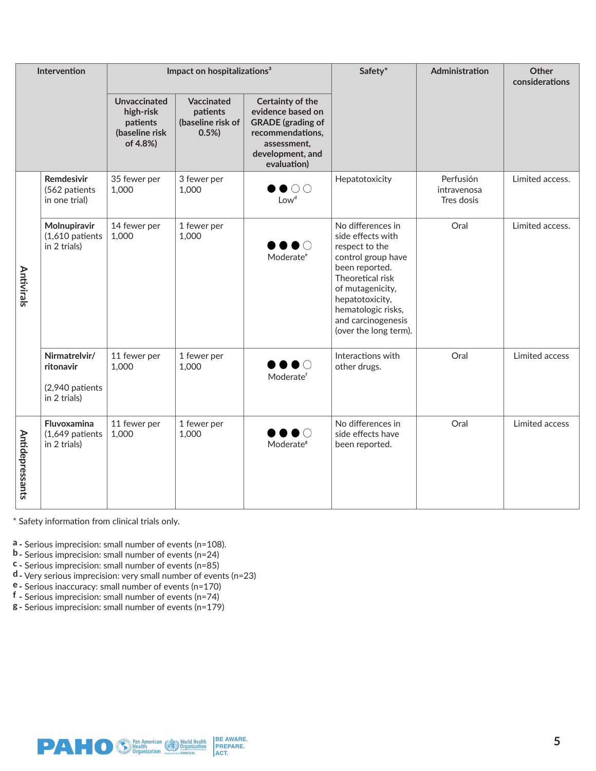| Intervention | | Impact on hospitalizations[3] | | | Safety* | Administration | Other considerations |
|---|---|---|---|---|---|---|---|
| | | Unvaccinated high-risk patients (baseline risk of 4.8%) | Vaccinated patients (baseline risk of 0.5%) | Certainty of the evidence based on GRADE (grading of recommendations, assessment, development, and evaluation) | | | |
| Antivirals | **Remdesivir** (562 patients in one trial) | 35 fewer per 1,000 | 3 fewer per 1,000 | ●●○○ Low[d] | Hepatotoxicity | Perfusión intravenosa Tres dosis | Limited access. |
| Antivirals | **Molnupiravir** (1,610 patients in 2 trials) | 14 fewer per 1,000 | 1 fewer per 1,000 | ●●●○ Moderate[e] | No differences in side effects with respect to the control group have been reported. Theoretical risk of mutagenicity, hepatotoxicity, hematologic risks, and carcinogenesis (over the long term). | Oral | Limited access. |
| Antivirals | **Nirmatrelvir/ ritonavir** (2,940 patients in 2 trials) | 11 fewer per 1,000 | 1 fewer per 1,000 | ●●●○ Moderate[f] | Interactions with other drugs. | Oral | Limited access |
| Antidepressants | **Fluvoxamina** (1,649 patients in 2 trials) | 11 fewer per 1,000 | 1 fewer per 1,000 | ●●●○ Moderate[g] | No differences in side effects have been reported. | Oral | Limited access |

\* Safety information from clinical trials only.

a - Serious imprecision: small number of events (n=108).
b - Serious imprecision: small number of events (n=24)
c - Serious imprecision: small number of events (n=85)
d - Very serious imprecision: very small number of events (n=23)
e - Serious inaccuracy: small number of events (n=170)
f - Serious imprecision: small number of events (n=74)
g - Serious imprecision: small number of events (n=179)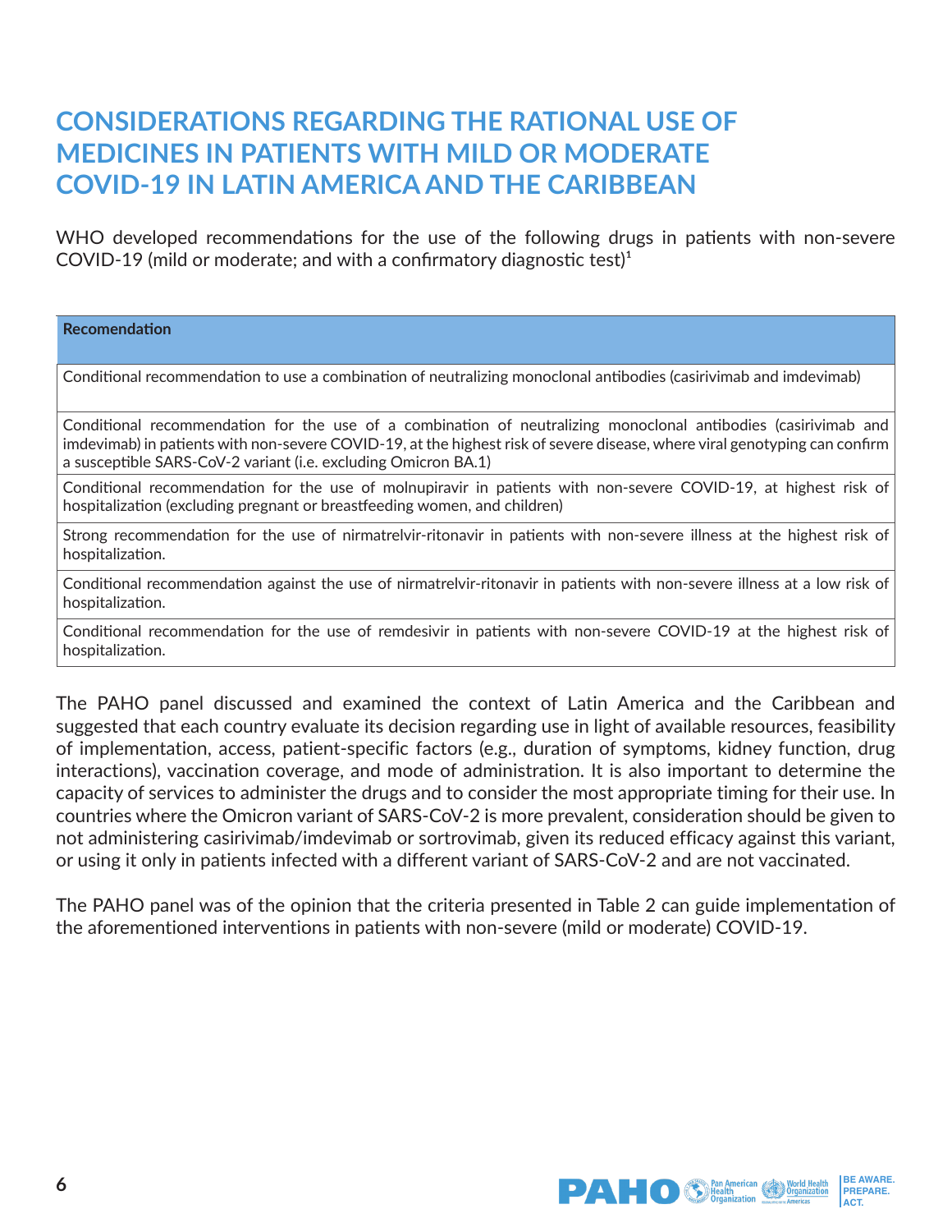# CONSIDERATIONS REGARDING THE RATIONAL USE OF MEDICINES IN PATIENTS WITH MILD OR MODERATE COVID-19 IN LATIN AMERICA AND THE CARIBBEAN

WHO developed recommendations for the use of the following drugs in patients with non-severe COVID-19 (mild or moderate; and with a confirmatory diagnostic test)[1]

| **Recomendation** |
|---|
| Conditional recommendation to use a combination of neutralizing monoclonal antibodies (casirivimab and imdevimab) |
| Conditional recommendation for the use of a combination of neutralizing monoclonal antibodies (casirivimab and imdevimab) in patients with non-severe COVID-19, at the highest risk of severe disease, where viral genotyping can confirm a susceptible SARS-CoV-2 variant (i.e. excluding Omicron BA.1) |
| Conditional recommendation for the use of molnupiravir in patients with non-severe COVID-19, at highest risk of hospitalization (excluding pregnant or breastfeeding women, and children) |
| Strong recommendation for the use of nirmatrelvir-ritonavir in patients with non-severe illness at the highest risk of hospitalization. |
| Conditional recommendation against the use of nirmatrelvir-ritonavir in patients with non-severe illness at a low risk of hospitalization. |
| Conditional recommendation for the use of remdesivir in patients with non-severe COVID-19 at the highest risk of hospitalization. |

The PAHO panel discussed and examined the context of Latin America and the Caribbean and suggested that each country evaluate its decision regarding use in light of available resources, feasibility of implementation, access, patient-specific factors (e.g., duration of symptoms, kidney function, drug interactions), vaccination coverage, and mode of administration. It is also important to determine the capacity of services to administer the drugs and to consider the most appropriate timing for their use. In countries where the Omicron variant of SARS-CoV-2 is more prevalent, consideration should be given to not administering casirivimab/imdevimab or sortrovimab, given its reduced efficacy against this variant, or using it only in patients infected with a different variant of SARS-CoV-2 and are not vaccinated.

The PAHO panel was of the opinion that the criteria presented in Table 2 can guide implementation of the aforementioned interventions in patients with non-severe (mild or moderate) COVID-19.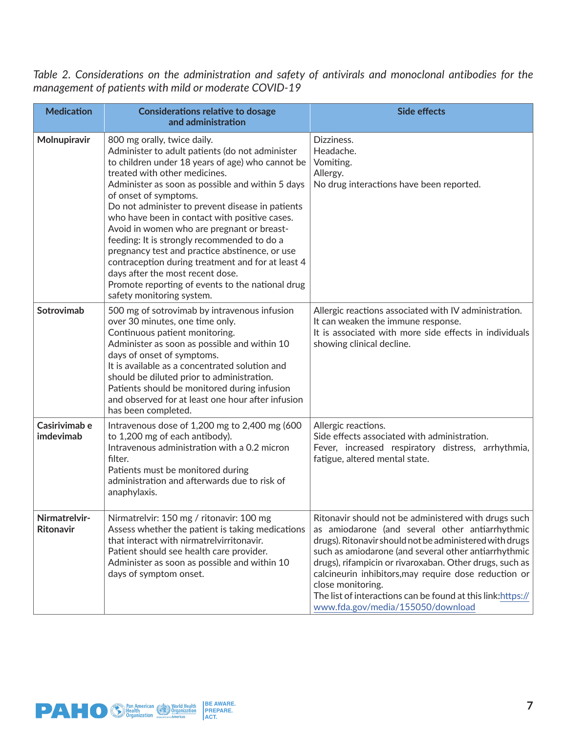*Table 2. Considerations on the administration and safety of antivirals and monoclonal antibodies for the management of patients with mild or moderate COVID-19*

| Medication | Considerations relative to dosage and administration | Side effects |
|---|---|---|
| **Molnupiravir** | 800 mg orally, twice daily.<br>Administer to adult patients (do not administer to children under 18 years of age) who cannot be treated with other medicines.<br>Administer as soon as possible and within 5 days of onset of symptoms.<br>Do not administer to prevent disease in patients who have been in contact with positive cases.<br>Avoid in women who are pregnant or breast-feeding: It is strongly recommended to do a pregnancy test and practice abstinence, or use contraception during treatment and for at least 4 days after the most recent dose.<br>Promote reporting of events to the national drug safety monitoring system. | Dizziness.<br>Headache.<br>Vomiting.<br>Allergy.<br>No drug interactions have been reported. |
| **Sotrovimab** | 500 mg of sotrovimab by intravenous infusion over 30 minutes, one time only.<br>Continuous patient monitoring.<br>Administer as soon as possible and within 10 days of onset of symptoms.<br>It is available as a concentrated solution and should be diluted prior to administration.<br>Patients should be monitored during infusion and observed for at least one hour after infusion has been completed. | Allergic reactions associated with IV administration.<br>It can weaken the immune response.<br>It is associated with more side effects in individuals showing clinical decline. |
| **Casirivimab e imdevimab** | Intravenous dose of 1,200 mg to 2,400 mg (600 to 1,200 mg of each antibody).<br>Intravenous administration with a 0.2 micron filter.<br>Patients must be monitored during administration and afterwards due to risk of anaphylaxis. | Allergic reactions.<br>Side effects associated with administration.<br>Fever, increased respiratory distress, arrhythmia, fatigue, altered mental state. |
| **Nirmatrelvir-Ritonavir** | Nirmatrelvir: 150 mg / ritonavir: 100 mg<br>Assess whether the patient is taking medications that interact with nirmatrelvirritonavir.<br>Patient should see health care provider.<br>Administer as soon as possible and within 10 days of symptom onset. | Ritonavir should not be administered with drugs such as amiodarone (and several other antiarrhythmic drugs). Ritonavir should not be administered with drugs such as amiodarone (and several other antiarrhythmic drugs), rifampicin or rivaroxaban. Other drugs, such as calcineurin inhibitors,may require dose reduction or close monitoring.<br>The list of interactions can be found at this link:https://www.fda.gov/media/155050/download |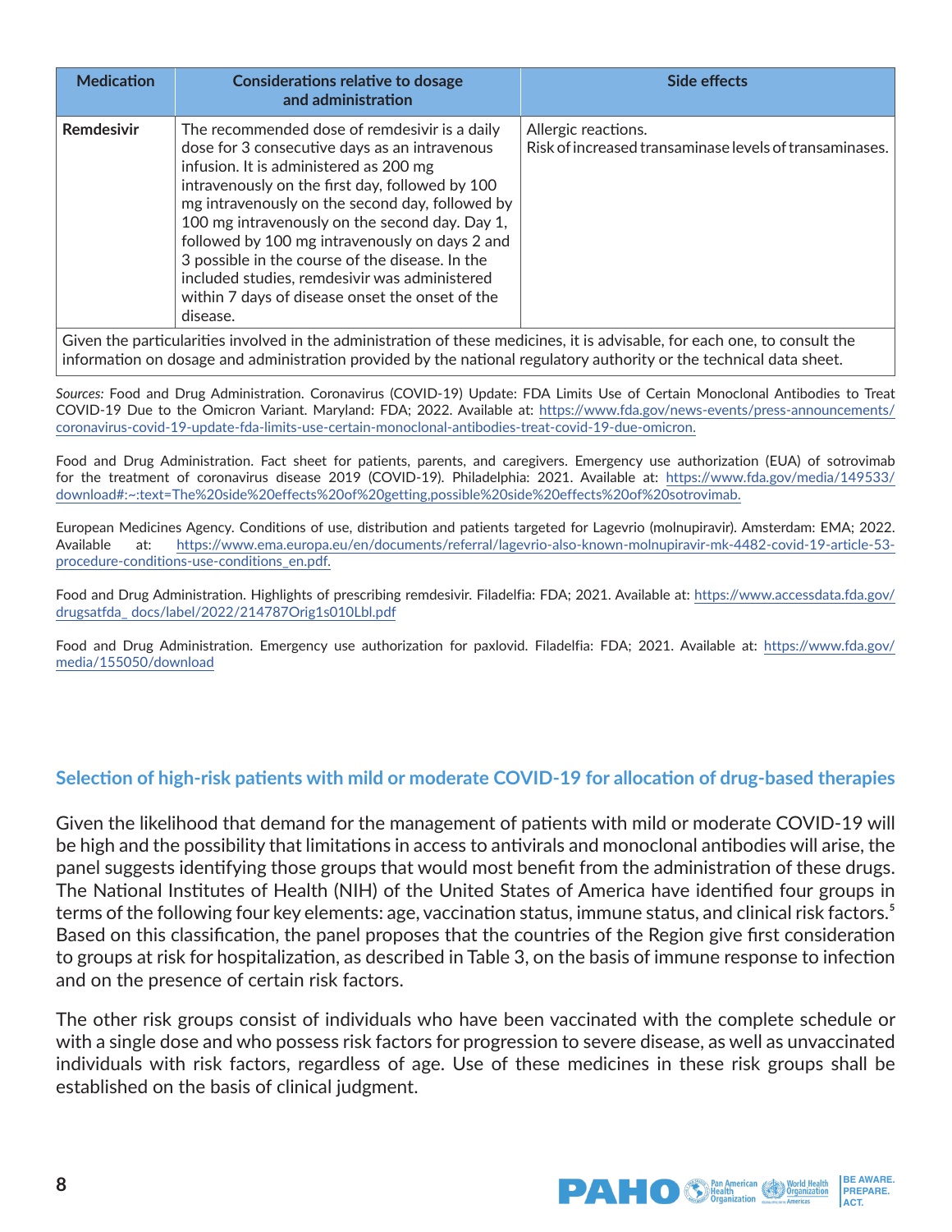| Medication | Considerations relative to dosage and administration | Side effects |
|---|---|---|
| **Remdesivir** | The recommended dose of remdesivir is a daily dose for 3 consecutive days as an intravenous infusion. It is administered as 200 mg intravenously on the first day, followed by 100 mg intravenously on the second day, followed by 100 mg intravenously on the second day. Day 1, followed by 100 mg intravenously on days 2 and 3 possible in the course of the disease. In the included studies, remdesivir was administered within 7 days of disease onset the onset of the disease. | Allergic reactions.<br>Risk of increased transaminase levels of transaminases. |
| Given the particularities involved in the administration of these medicines, it is advisable, for each one, to consult the information on dosage and administration provided by the national regulatory authority or the technical data sheet. | | |

*Sources:* Food and Drug Administration. Coronavirus (COVID-19) Update: FDA Limits Use of Certain Monoclonal Antibodies to Treat COVID-19 Due to the Omicron Variant. Maryland: FDA; 2022. Available at: https://www.fda.gov/news-events/press-announcements/coronavirus-covid-19-update-fda-limits-use-certain-monoclonal-antibodies-treat-covid-19-due-omicron.

Food and Drug Administration. Fact sheet for patients, parents, and caregivers. Emergency use authorization (EUA) of sotrovimab for the treatment of coronavirus disease 2019 (COVID-19). Philadelphia: 2021. Available at: https://www.fda.gov/media/149533/download#:~:text=The%20side%20effects%20of%20getting,possible%20side%20effects%20of%20sotrovimab.

European Medicines Agency. Conditions of use, distribution and patients targeted for Lagevrio (molnupiravir). Amsterdam: EMA; 2022. Available at: https://www.ema.europa.eu/en/documents/referral/lagevrio-also-known-molnupiravir-mk-4482-covid-19-article-53-procedure-conditions-use-conditions_en.pdf.

Food and Drug Administration. Highlights of prescribing remdesivir. Filadelfia: FDA; 2021. Available at: https://www.accessdata.fda.gov/drugsatfda_ docs/label/2022/214787Orig1s010Lbl.pdf

Food and Drug Administration. Emergency use authorization for paxlovid. Filadelfia: FDA; 2021. Available at: https://www.fda.gov/media/155050/download

## Selection of high-risk patients with mild or moderate COVID-19 for allocation of drug-based therapies

Given the likelihood that demand for the management of patients with mild or moderate COVID-19 will be high and the possibility that limitations in access to antivirals and monoclonal antibodies will arise, the panel suggests identifying those groups that would most benefit from the administration of these drugs. The National Institutes of Health (NIH) of the United States of America have identified four groups in terms of the following four key elements: age, vaccination status, immune status, and clinical risk factors.[5] Based on this classification, the panel proposes that the countries of the Region give first consideration to groups at risk for hospitalization, as described in Table 3, on the basis of immune response to infection and on the presence of certain risk factors.

The other risk groups consist of individuals who have been vaccinated with the complete schedule or with a single dose and who possess risk factors for progression to severe disease, as well as unvaccinated individuals with risk factors, regardless of age. Use of these medicines in these risk groups shall be established on the basis of clinical judgment.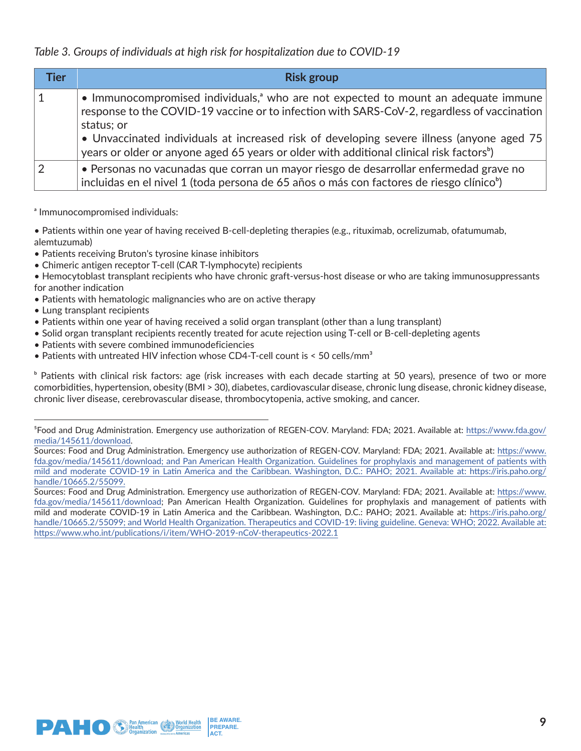*Table 3. Groups of individuals at high risk for hospitalization due to COVID-19*

| Tier | Risk group |
|---|---|
| 1 | • Immunocompromised individuals,[a] who are not expected to mount an adequate immune response to the COVID-19 vaccine or to infection with SARS-CoV-2, regardless of vaccination status; or<br>• Unvaccinated individuals at increased risk of developing severe illness (anyone aged 75 years or older or anyone aged 65 years or older with additional clinical risk factors[b]) |
| 2 | • Personas no vacunadas que corran un mayor riesgo de desarrollar enfermedad grave no incluidas en el nivel 1 (toda persona de 65 años o más con factores de riesgo clínico[b]) |

[a] Immunocompromised individuals:

- Patients within one year of having received B-cell-depleting therapies (e.g., rituximab, ocrelizumab, ofatumumab, alemtuzumab)
- Patients receiving Bruton's tyrosine kinase inhibitors
- Chimeric antigen receptor T-cell (CAR T-lymphocyte) recipients
- Hemocytoblast transplant recipients who have chronic graft-versus-host disease or who are taking immunosuppressants for another indication
- Patients with hematologic malignancies who are on active therapy
- Lung transplant recipients
- Patients within one year of having received a solid organ transplant (other than a lung transplant)
- Solid organ transplant recipients recently treated for acute rejection using T-cell or B-cell-depleting agents
- Patients with severe combined immunodeficiencies
- Patients with untreated HIV infection whose CD4-T-cell count is < 50 cells/$mm^3$

[b] Patients with clinical risk factors: age (risk increases with each decade starting at 50 years), presence of two or more comorbidities, hypertension, obesity (BMI > 30), diabetes, cardiovascular disease, chronic lung disease, chronic kidney disease, chronic liver disease, cerebrovascular disease, thrombocytopenia, active smoking, and cancer.

---

[5] Food and Drug Administration. Emergency use authorization of REGEN-COV. Maryland: FDA; 2021. Available at: https://www.fda.gov/media/145611/download.

Sources: Food and Drug Administration. Emergency use authorization of REGEN-COV. Maryland: FDA; 2021. Available at: https://www.fda.gov/media/145611/download; and Pan American Health Organization. Guidelines for prophylaxis and management of patients with mild and moderate COVID-19 in Latin America and the Caribbean. Washington, D.C.: PAHO; 2021. Available at: https://iris.paho.org/handle/10665.2/55099.

Sources: Food and Drug Administration. Emergency use authorization of REGEN-COV. Maryland: FDA; 2021. Available at: https://www.fda.gov/media/145611/download; Pan American Health Organization. Guidelines for prophylaxis and management of patients with mild and moderate COVID-19 in Latin America and the Caribbean. Washington, D.C.: PAHO; 2021. Available at: https://iris.paho.org/handle/10665.2/55099; and World Health Organization. Therapeutics and COVID-19: living guideline. Geneva: WHO; 2022. Available at: https://www.who.int/publications/i/item/WHO-2019-nCoV-therapeutics-2022.1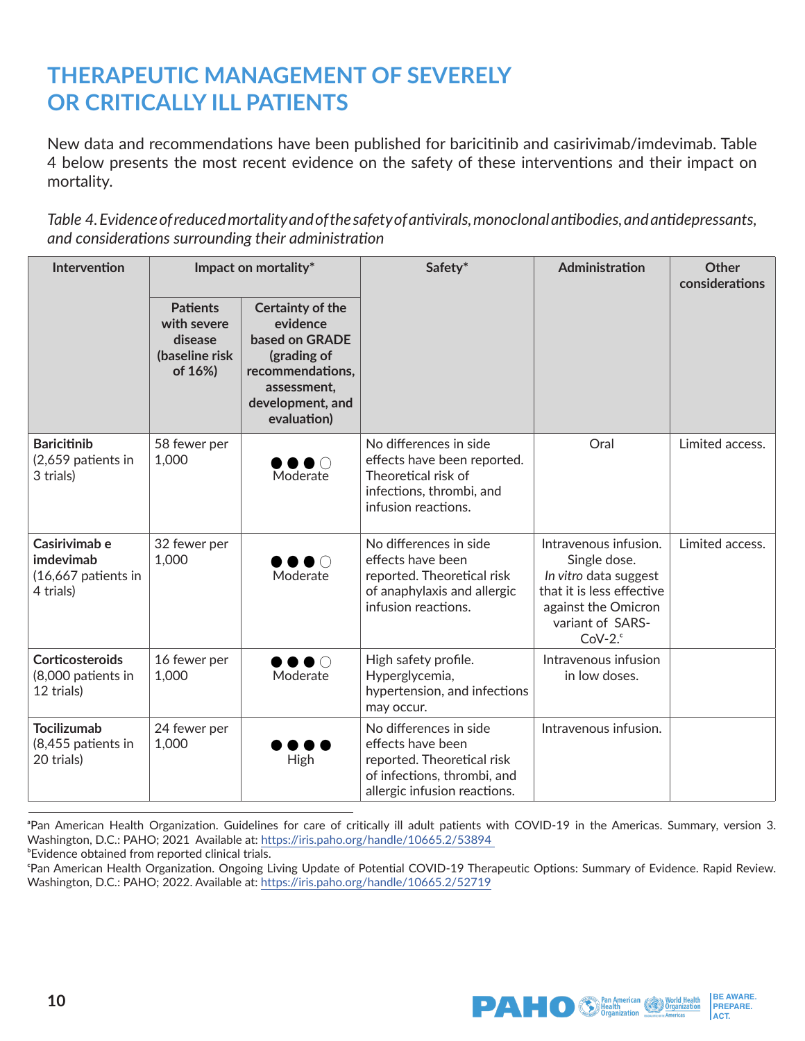# THERAPEUTIC MANAGEMENT OF SEVERELY OR CRITICALLY ILL PATIENTS

New data and recommendations have been published for baricitinib and casirivimab/imdevimab. Table 4 below presents the most recent evidence on the safety of these interventions and their impact on mortality.

*Table 4. Evidence of reduced mortality and of the safety of antivirals, monoclonal antibodies, and antidepressants, and considerations surrounding their administration*

| Intervention | Impact on mortality* | | Safety* | Administration | Other considerations |
|---|---|---|---|---|---|
| | Patients with severe disease (baseline risk of 16%) | Certainty of the evidence based on GRADE (grading of recommendations, assessment, development, and evaluation) | | | |
| **Baricitinib** (2,659 patients in 3 trials) | 58 fewer per 1,000 | ●●●○ Moderate | No differences in side effects have been reported. Theoretical risk of infections, thrombi, and infusion reactions. | Oral | Limited access. |
| **Casirivimab e imdevimab** (16,667 patients in 4 trials) | 32 fewer per 1,000 | ●●●○ Moderate | No differences in side effects have been reported. Theoretical risk of anaphylaxis and allergic infusion reactions. | Intravenous infusion. Single dose. *In vitro* data suggest that it is less effective against the Omicron variant of SARS-CoV-2.[c] | Limited access. |
| **Corticosteroids** (8,000 patients in 12 trials) | 16 fewer per 1,000 | ●●●○ Moderate | High safety profile. Hyperglycemia, hypertension, and infections may occur. | Intravenous infusion in low doses. | |
| **Tocilizumab** (8,455 patients in 20 trials) | 24 fewer per 1,000 | ●●●● High | No differences in side effects have been reported. Theoretical risk of infections, thrombi, and allergic infusion reactions. | Intravenous infusion. | |

[a]Pan American Health Organization. Guidelines for care of critically ill adult patients with COVID-19 in the Americas. Summary, version 3. Washington, D.C.: PAHO; 2021 Available at: https://iris.paho.org/handle/10665.2/53894

[b]Evidence obtained from reported clinical trials.

[c]Pan American Health Organization. Ongoing Living Update of Potential COVID-19 Therapeutic Options: Summary of Evidence. Rapid Review. Washington, D.C.: PAHO; 2022. Available at: https://iris.paho.org/handle/10665.2/52719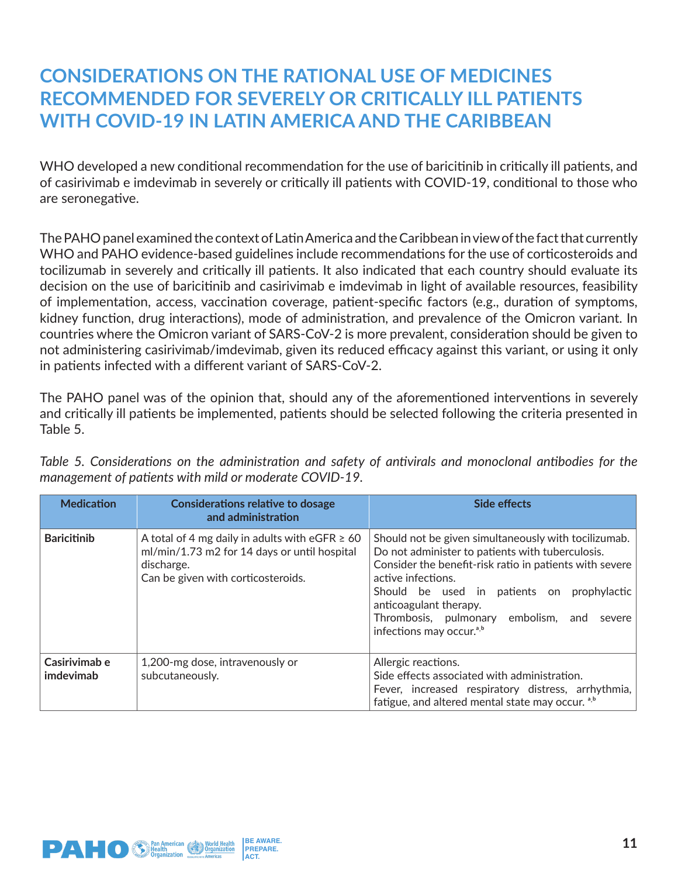# CONSIDERATIONS ON THE RATIONAL USE OF MEDICINES RECOMMENDED FOR SEVERELY OR CRITICALLY ILL PATIENTS WITH COVID-19 IN LATIN AMERICA AND THE CARIBBEAN

WHO developed a new conditional recommendation for the use of baricitinib in critically ill patients, and of casirivimab e imdevimab in severely or critically ill patients with COVID-19, conditional to those who are seronegative.

The PAHO panel examined the context of Latin America and the Caribbean in view of the fact that currently WHO and PAHO evidence-based guidelines include recommendations for the use of corticosteroids and tocilizumab in severely and critically ill patients. It also indicated that each country should evaluate its decision on the use of baricitinib and casirivimab e imdevimab in light of available resources, feasibility of implementation, access, vaccination coverage, patient-specific factors (e.g., duration of symptoms, kidney function, drug interactions), mode of administration, and prevalence of the Omicron variant. In countries where the Omicron variant of SARS-CoV-2 is more prevalent, consideration should be given to not administering casirivimab/imdevimab, given its reduced efficacy against this variant, or using it only in patients infected with a different variant of SARS-CoV-2.

The PAHO panel was of the opinion that, should any of the aforementioned interventions in severely and critically ill patients be implemented, patients should be selected following the criteria presented in Table 5.

*Table 5. Considerations on the administration and safety of antivirals and monoclonal antibodies for the management of patients with mild or moderate COVID-19.*

| Medication | Considerations relative to dosage and administration | Side effects |
|---|---|---|
| **Baricitinib** | A total of 4 mg daily in adults with eGFR ≥ 60 ml/min/1.73 m2 for 14 days or until hospital discharge.<br>Can be given with corticosteroids. | Should not be given simultaneously with tocilizumab.<br>Do not administer to patients with tuberculosis.<br>Consider the benefit-risk ratio in patients with severe active infections.<br>Should be used in patients on prophylactic anticoagulant therapy.<br>Thrombosis, pulmonary embolism, and severe infections may occur.[a,b] |
| **Casirivimab e imdevimab** | 1,200-mg dose, intravenously or subcutaneously. | Allergic reactions.<br>Side effects associated with administration.<br>Fever, increased respiratory distress, arrhythmia, fatigue, and altered mental state may occur. [a,b] |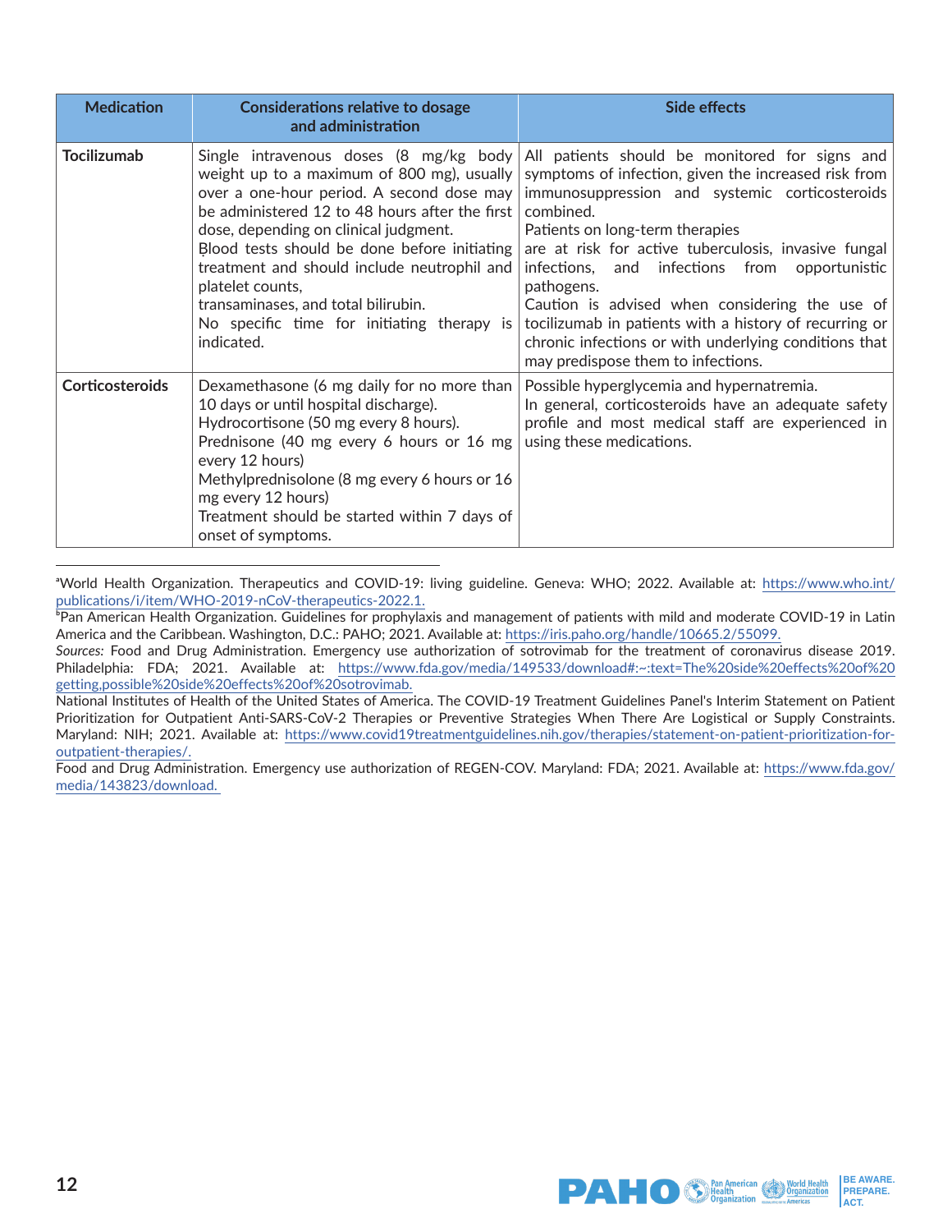| Medication | Considerations relative to dosage and administration | Side effects |
|---|---|---|
| **Tocilizumab** | Single intravenous doses (8 mg/kg body weight up to a maximum of 800 mg), usually over a one-hour period. A second dose may be administered 12 to 48 hours after the first dose, depending on clinical judgment.<br>Blood tests should be done before initiating treatment and should include neutrophil and platelet counts,<br>transaminases, and total bilirubin.<br>No specific time for initiating therapy is indicated. | All patients should be monitored for signs and symptoms of infection, given the increased risk from immunosuppression and systemic corticosteroids combined.<br>Patients on long-term therapies<br>are at risk for active tuberculosis, invasive fungal infections, and infections from opportunistic pathogens.<br>Caution is advised when considering the use of tocilizumab in patients with a history of recurring or chronic infections or with underlying conditions that may predispose them to infections. |
| **Corticosteroids** | Dexamethasone (6 mg daily for no more than 10 days or until hospital discharge).<br>Hydrocortisone (50 mg every 8 hours).<br>Prednisone (40 mg every 6 hours or 16 mg every 12 hours)<br>Methylprednisolone (8 mg every 6 hours or 16 mg every 12 hours)<br>Treatment should be started within 7 days of onset of symptoms. | Possible hyperglycemia and hypernatremia.<br>In general, corticosteroids have an adequate safety profile and most medical staff are experienced in using these medications. |

[a]World Health Organization. Therapeutics and COVID-19: living guideline. Geneva: WHO; 2022. Available at: https://www.who.int/publications/i/item/WHO-2019-nCoV-therapeutics-2022.1.

[b]Pan American Health Organization. Guidelines for prophylaxis and management of patients with mild and moderate COVID-19 in Latin America and the Caribbean. Washington, D.C.: PAHO; 2021. Available at: https://iris.paho.org/handle/10665.2/55099.

*Sources:* Food and Drug Administration. Emergency use authorization of sotrovimab for the treatment of coronavirus disease 2019. Philadelphia: FDA; 2021. Available at: https://www.fda.gov/media/149533/download#:~:text=The%20side%20effects%20of%20getting,possible%20side%20effects%20of%20sotrovimab.

National Institutes of Health of the United States of America. The COVID-19 Treatment Guidelines Panel's Interim Statement on Patient Prioritization for Outpatient Anti-SARS-CoV-2 Therapies or Preventive Strategies When There Are Logistical or Supply Constraints. Maryland: NIH; 2021. Available at: https://www.covid19treatmentguidelines.nih.gov/therapies/statement-on-patient-prioritization-for-outpatient-therapies/.

Food and Drug Administration. Emergency use authorization of REGEN-COV. Maryland: FDA; 2021. Available at: https://www.fda.gov/media/143823/download.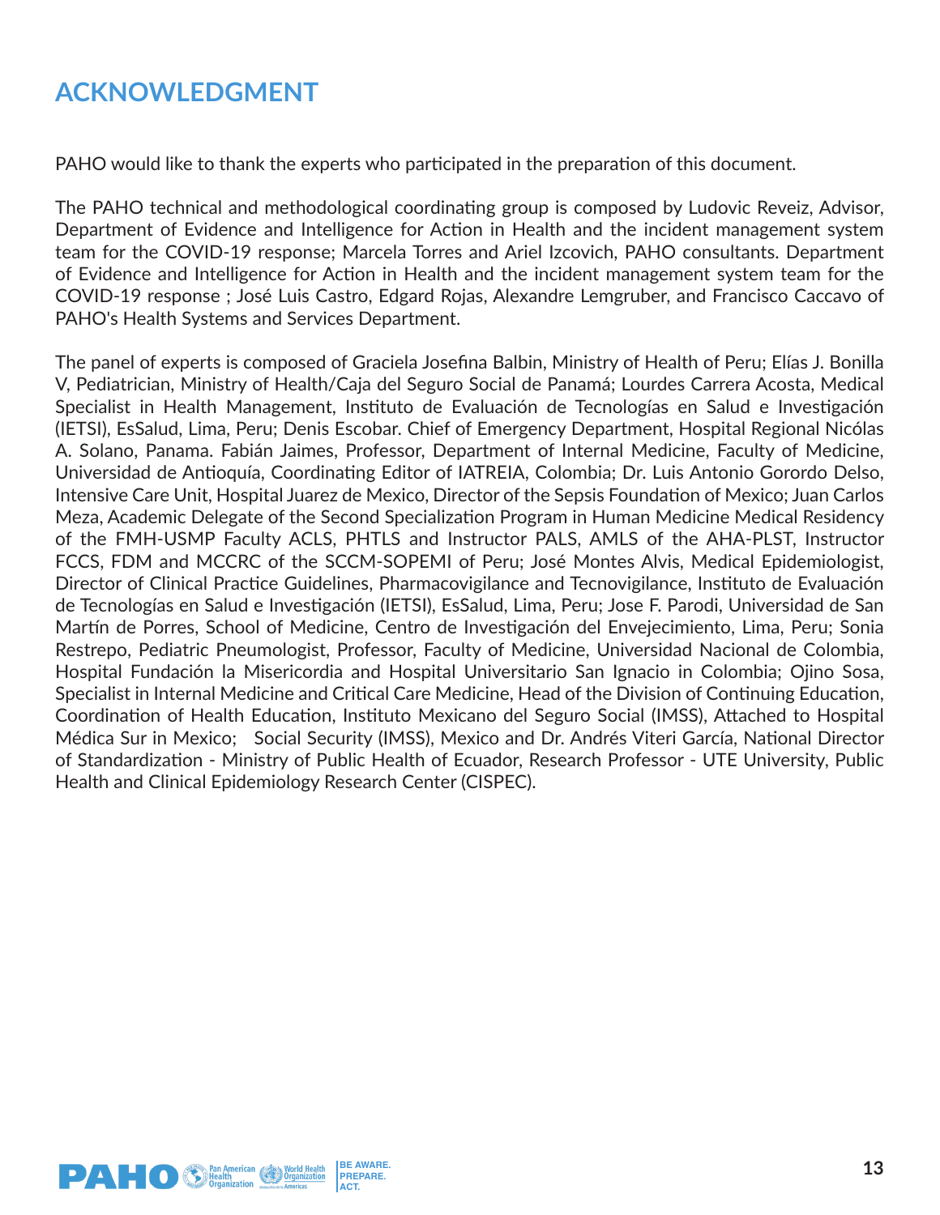# ACKNOWLEDGMENT

PAHO would like to thank the experts who participated in the preparation of this document.

The PAHO technical and methodological coordinating group is composed by Ludovic Reveiz, Advisor, Department of Evidence and Intelligence for Action in Health and the incident management system team for the COVID-19 response; Marcela Torres and Ariel Izcovich, PAHO consultants. Department of Evidence and Intelligence for Action in Health and the incident management system team for the COVID-19 response ; José Luis Castro, Edgard Rojas, Alexandre Lemgruber, and Francisco Caccavo of PAHO's Health Systems and Services Department.

The panel of experts is composed of Graciela Josefina Balbin, Ministry of Health of Peru; Elías J. Bonilla V, Pediatrician, Ministry of Health/Caja del Seguro Social de Panamá; Lourdes Carrera Acosta, Medical Specialist in Health Management, Instituto de Evaluación de Tecnologías en Salud e Investigación (IETSI), EsSalud, Lima, Peru; Denis Escobar. Chief of Emergency Department, Hospital Regional Nicólas A. Solano, Panama. Fabián Jaimes, Professor, Department of Internal Medicine, Faculty of Medicine, Universidad de Antioquía, Coordinating Editor of IATREIA, Colombia; Dr. Luis Antonio Gorordo Delso, Intensive Care Unit, Hospital Juarez de Mexico, Director of the Sepsis Foundation of Mexico; Juan Carlos Meza, Academic Delegate of the Second Specialization Program in Human Medicine Medical Residency of the FMH-USMP Faculty ACLS, PHTLS and Instructor PALS, AMLS of the AHA-PLST, Instructor FCCS, FDM and MCCRC of the SCCM-SOPEMI of Peru; José Montes Alvis, Medical Epidemiologist, Director of Clinical Practice Guidelines, Pharmacovigilance and Tecnovigilance, Instituto de Evaluación de Tecnologías en Salud e Investigación (IETSI), EsSalud, Lima, Peru; Jose F. Parodi, Universidad de San Martín de Porres, School of Medicine, Centro de Investigación del Envejecimiento, Lima, Peru; Sonia Restrepo, Pediatric Pneumologist, Professor, Faculty of Medicine, Universidad Nacional de Colombia, Hospital Fundación la Misericordia and Hospital Universitario San Ignacio in Colombia; Ojino Sosa, Specialist in Internal Medicine and Critical Care Medicine, Head of the Division of Continuing Education, Coordination of Health Education, Instituto Mexicano del Seguro Social (IMSS), Attached to Hospital Médica Sur in Mexico; Social Security (IMSS), Mexico and Dr. Andrés Viteri García, National Director of Standardization - Ministry of Public Health of Ecuador, Research Professor - UTE University, Public Health and Clinical Epidemiology Research Center (CISPEC).